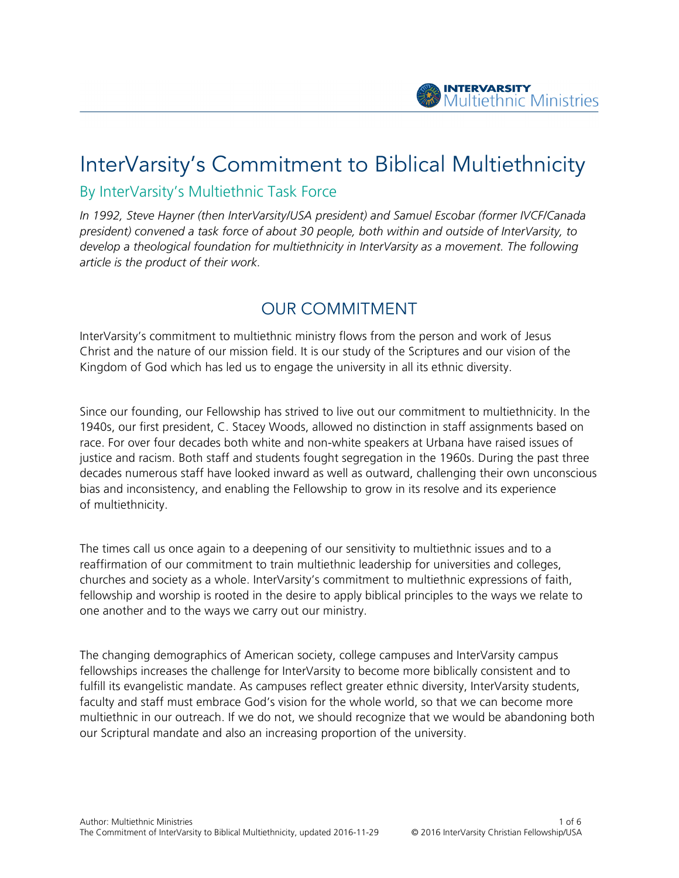# InterVarsity's Commitment to Biblical Multiethnicity

## By InterVarsity's Multiethnic Task Force

*In 1992, Steve Hayner (then InterVarsity/USA president) and Samuel Escobar (former IVCF/Canada president) convened a task force of about 30 people, both within and outside of InterVarsity, to develop a theological foundation for multiethnicity in InterVarsity as a movement. The following article is the product of their work.*

## OUR COMMITMENT

InterVarsity's commitment to multiethnic ministry flows from the person and work of Jesus Christ and the nature of our mission field. It is our study of the Scriptures and our vision of the Kingdom of God which has led us to engage the university in all its ethnic diversity.

Since our founding, our Fellowship has strived to live out our commitment to multiethnicity. In the 1940s, our first president, C. Stacey Woods, allowed no distinction in staff assignments based on race. For over four decades both white and non-white speakers at Urbana have raised issues of justice and racism. Both staff and students fought segregation in the 1960s. During the past three decades numerous staff have looked inward as well as outward, challenging their own unconscious bias and inconsistency, and enabling the Fellowship to grow in its resolve and its experience of multiethnicity.

The times call us once again to a deepening of our sensitivity to multiethnic issues and to a reaffirmation of our commitment to train multiethnic leadership for universities and colleges, churches and society as a whole. InterVarsity's commitment to multiethnic expressions of faith, fellowship and worship is rooted in the desire to apply biblical principles to the ways we relate to one another and to the ways we carry out our ministry.

The changing demographics of American society, college campuses and InterVarsity campus fellowships increases the challenge for InterVarsity to become more biblically consistent and to fulfill its evangelistic mandate. As campuses reflect greater ethnic diversity, InterVarsity students, faculty and staff must embrace God's vision for the whole world, so that we can become more multiethnic in our outreach. If we do not, we should recognize that we would be abandoning both our Scriptural mandate and also an increasing proportion of the university.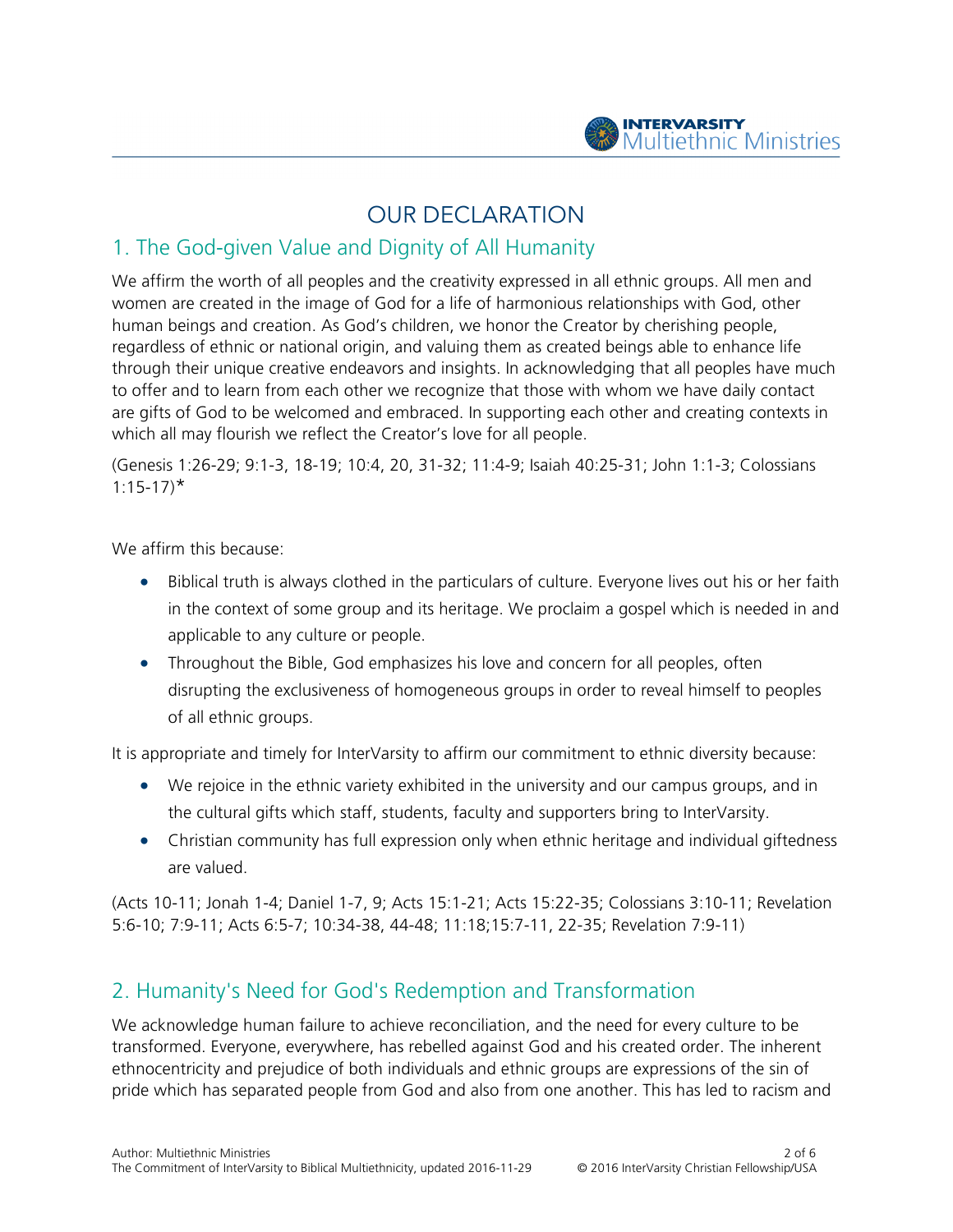# OUR DECLARATION

## 1. The God-given Value and Dignity of All Humanity

We affirm the worth of all peoples and the creativity expressed in all ethnic groups. All men and women are created in the image of God for a life of harmonious relationships with God, other human beings and creation. As God's children, we honor the Creator by cherishing people, regardless of ethnic or national origin, and valuing them as created beings able to enhance life through their unique creative endeavors and insights. In acknowledging that all peoples have much to offer and to learn from each other we recognize that those with whom we have daily contact are gifts of God to be welcomed and embraced. In supporting each other and creating contexts in which all may flourish we reflect the Creator's love for all people.

(Genesis 1:26-29; 9:1-3, 18-19; 10:4, 20, 31-32; 11:4-9; Isaiah 40:25-31; John 1:1-3; Colossians 1:15-17)*

We affirm this because:

- Biblical truth is always clothed in the particulars of culture. Everyone lives out his or her faith in the context of some group and its heritage. We proclaim a gospel which is needed in and applicable to any culture or people.
- Throughout the Bible, God emphasizes his love and concern for all peoples, often disrupting the exclusiveness of homogeneous groups in order to reveal himself to peoples of all ethnic groups.

It is appropriate and timely for InterVarsity to affirm our commitment to ethnic diversity because:

- We rejoice in the ethnic variety exhibited in the university and our campus groups, and in the cultural gifts which staff, students, faculty and supporters bring to InterVarsity.
- Christian community has full expression only when ethnic heritage and individual giftedness are valued.

(Acts 10-11; Jonah 1-4; Daniel 1-7, 9; Acts 15:1-21; Acts 15:22-35; Colossians 3:10-11; Revelation 5:6-10; 7:9-11; Acts 6:5-7; 10:34-38, 44-48; 11:18;15:7-11, 22-35; Revelation 7:9-11)

## 2. Humanity's Need for God's Redemption and Transformation

We acknowledge human failure to achieve reconciliation, and the need for every culture to be transformed. Everyone, everywhere, has rebelled against God and his created order. The inherent ethnocentricity and prejudice of both individuals and ethnic groups are expressions of the sin of pride which has separated people from God and also from one another. This has led to racism and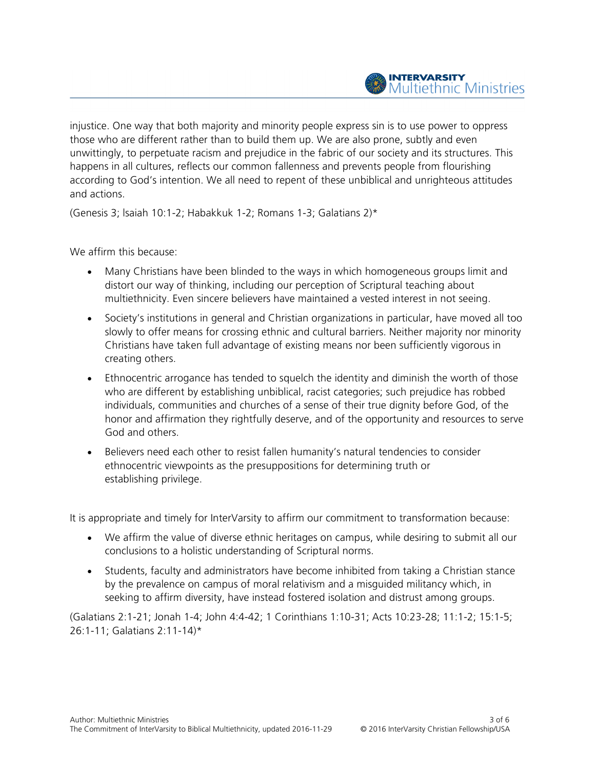injustice. One way that both majority and minority people express sin is to use power to oppress those who are different rather than to build them up. We are also prone, subtly and even unwittingly, to perpetuate racism and prejudice in the fabric of our society and its structures. This happens in all cultures, reflects our common fallenness and prevents people from flourishing according to God's intention. We all need to repent of these unbiblical and unrighteous attitudes and actions.

(Genesis 3; Isaiah 10:1-2; Habakkuk 1-2; Romans 1-3; Galatians 2)*

We affirm this because:

- Many Christians have been blinded to the ways in which homogeneous groups limit and distort our way of thinking, including our perception of Scriptural teaching about multiethnicity. Even sincere believers have maintained a vested interest in not seeing.
- Society's institutions in general and Christian organizations in particular, have moved all too slowly to offer means for crossing ethnic and cultural barriers. Neither majority nor minority Christians have taken full advantage of existing means nor been sufficiently vigorous in creating others.
- Ethnocentric arrogance has tended to squelch the identity and diminish the worth of those who are different by establishing unbiblical, racist categories; such prejudice has robbed individuals, communities and churches of a sense of their true dignity before God, of the honor and affirmation they rightfully deserve, and of the opportunity and resources to serve God and others.
- Believers need each other to resist fallen humanity's natural tendencies to consider ethnocentric viewpoints as the presuppositions for determining truth or establishing privilege.

It is appropriate and timely for InterVarsity to affirm our commitment to transformation because:

- We affirm the value of diverse ethnic heritages on campus, while desiring to submit all our conclusions to a holistic understanding of Scriptural norms.
- Students, faculty and administrators have become inhibited from taking a Christian stance by the prevalence on campus of moral relativism and a misguided militancy which, in seeking to affirm diversity, have instead fostered isolation and distrust among groups.

(Galatians 2:1-21; Jonah 1-4; John 4:4-42; 1 Corinthians 1:10-31; Acts 10:23-28; 11:1-2; 15:1-5; 26:1-11; Galatians 2:11-14)*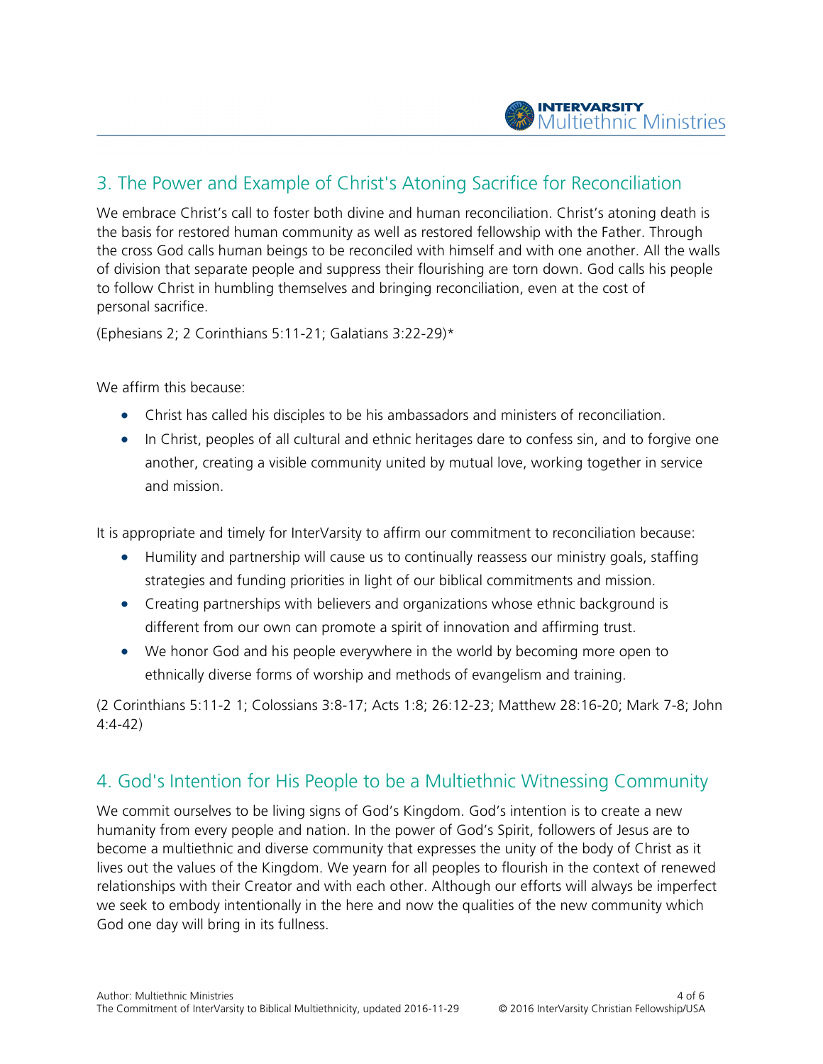## 3. The Power and Example of Christ's Atoning Sacrifice for Reconciliation

We embrace Christ's call to foster both divine and human reconciliation. Christ's atoning death is the basis for restored human community as well as restored fellowship with the Father. Through the cross God calls human beings to be reconciled with himself and with one another. All the walls of division that separate people and suppress their flourishing are torn down. God calls his people to follow Christ in humbling themselves and bringing reconciliation, even at the cost of personal sacrifice.

(Ephesians 2; 2 Corinthians 5:11-21; Galatians 3:22-29)*

We affirm this because:

- Christ has called his disciples to be his ambassadors and ministers of reconciliation.
- In Christ, peoples of all cultural and ethnic heritages dare to confess sin, and to forgive one another, creating a visible community united by mutual love, working together in service and mission.

It is appropriate and timely for InterVarsity to affirm our commitment to reconciliation because:

- Humility and partnership will cause us to continually reassess our ministry goals, staffing strategies and funding priorities in light of our biblical commitments and mission.
- Creating partnerships with believers and organizations whose ethnic background is different from our own can promote a spirit of innovation and affirming trust.
- We honor God and his people everywhere in the world by becoming more open to ethnically diverse forms of worship and methods of evangelism and training.

(2 Corinthians 5:11-2 1; Colossians 3:8-17; Acts 1:8; 26:12-23; Matthew 28:16-20; Mark 7-8; John 4:4-42)

## 4. God's Intention for His People to be a Multiethnic Witnessing Community

We commit ourselves to be living signs of God's Kingdom. God's intention is to create a new humanity from every people and nation. In the power of God's Spirit, followers of Jesus are to become a multiethnic and diverse community that expresses the unity of the body of Christ as it lives out the values of the Kingdom. We yearn for all peoples to flourish in the context of renewed relationships with their Creator and with each other. Although our efforts will always be imperfect we seek to embody intentionally in the here and now the qualities of the new community which God one day will bring in its fullness.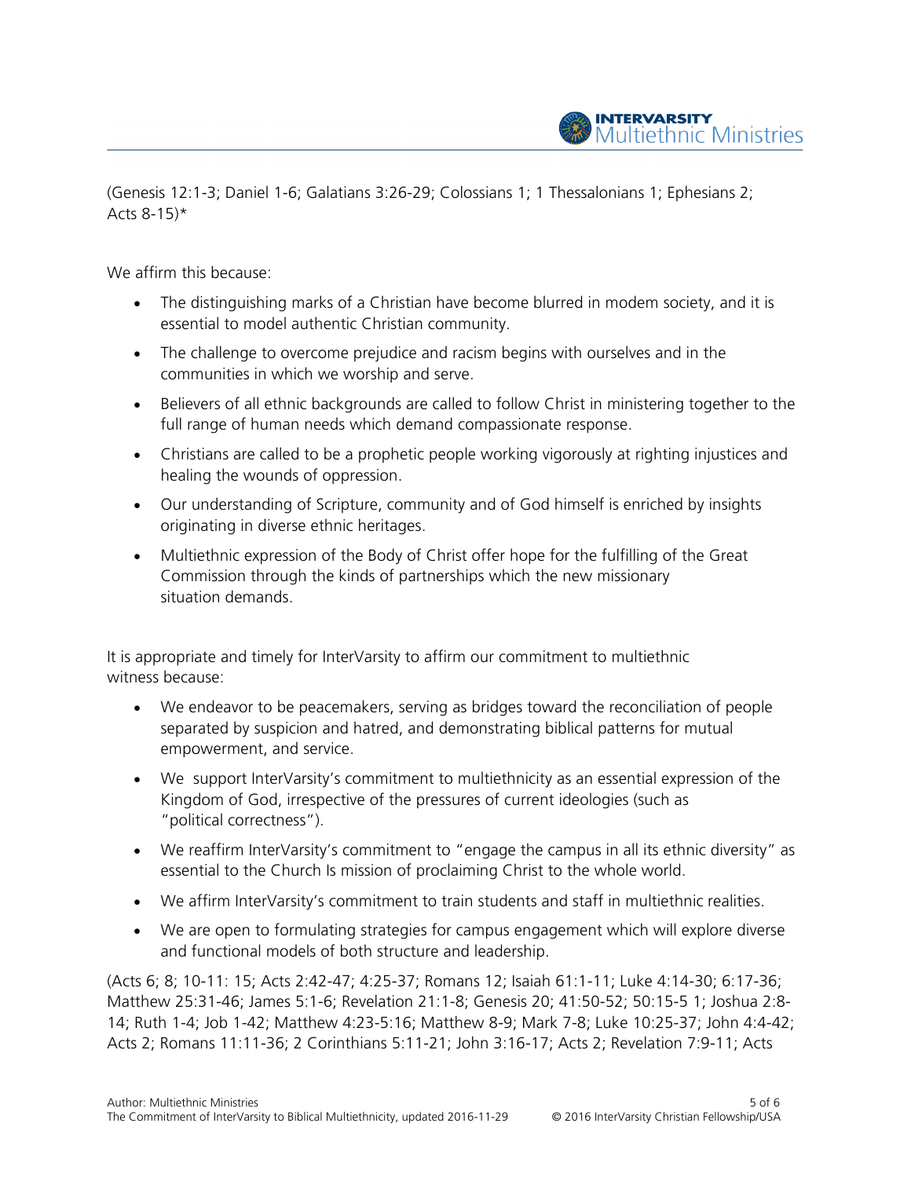(Genesis 12:1-3; Daniel 1-6; Galatians 3:26-29; Colossians 1; 1 Thessalonians 1; Ephesians 2; Acts 8-15)*

We affirm this because:

- The distinguishing marks of a Christian have become blurred in modem society, and it is essential to model authentic Christian community.
- The challenge to overcome prejudice and racism begins with ourselves and in the communities in which we worship and serve.
- Believers of all ethnic backgrounds are called to follow Christ in ministering together to the full range of human needs which demand compassionate response.
- Christians are called to be a prophetic people working vigorously at righting injustices and healing the wounds of oppression.
- Our understanding of Scripture, community and of God himself is enriched by insights originating in diverse ethnic heritages.
- Multiethnic expression of the Body of Christ offer hope for the fulfilling of the Great Commission through the kinds of partnerships which the new missionary situation demands.

It is appropriate and timely for InterVarsity to affirm our commitment to multiethnic witness because:

- We endeavor to be peacemakers, serving as bridges toward the reconciliation of people separated by suspicion and hatred, and demonstrating biblical patterns for mutual empowerment, and service.
- We support InterVarsity's commitment to multiethnicity as an essential expression of the Kingdom of God, irrespective of the pressures of current ideologies (such as "political correctness").
- We reaffirm InterVarsity's commitment to "engage the campus in all its ethnic diversity" as essential to the Church Is mission of proclaiming Christ to the whole world.
- We affirm InterVarsity's commitment to train students and staff in multiethnic realities.
- We are open to formulating strategies for campus engagement which will explore diverse and functional models of both structure and leadership.

(Acts 6; 8; 10-11: 15; Acts 2:42-47; 4:25-37; Romans 12; Isaiah 61:1-11; Luke 4:14-30; 6:17-36; Matthew 25:31-46; James 5:1-6; Revelation 21:1-8; Genesis 20; 41:50-52; 50:15-5 1; Joshua 2:8-14; Ruth 1-4; Job 1-42; Matthew 4:23-5:16; Matthew 8-9; Mark 7-8; Luke 10:25-37; John 4:4-42; Acts 2; Romans 11:11-36; 2 Corinthians 5:11-21; John 3:16-17; Acts 2; Revelation 7:9-11; Acts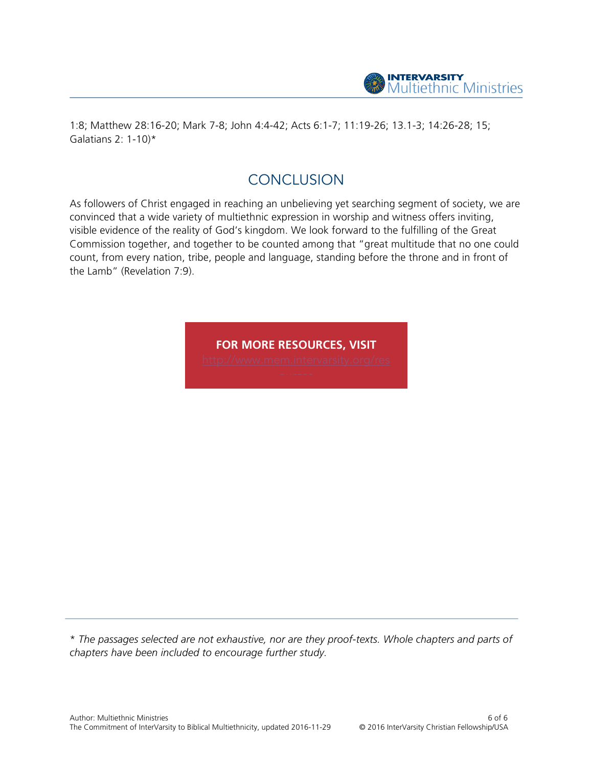1:8; Matthew 28:16-20; Mark 7-8; John 4:4-42; Acts 6:1-7; 11:19-26; 13.1-3; 14:26-28; 15; Galatians 2: 1-10)*

## CONCLUSION

As followers of Christ engaged in reaching an unbelieving yet searching segment of society, we are convinced that a wide variety of multiethnic expression in worship and witness offers inviting, visible evidence of the reality of God's kingdom. We look forward to the fulfilling of the Great Commission together, and together to be counted among that "great multitude that no one could count, from every nation, tribe, people and language, standing before the throne and in front of the Lamb" (Revelation 7:9).

**FOR MORE RESOURCES, VISIT**

http://www.mem.intervarsity.org/resources

*\* The passages selected are not exhaustive, nor are they proof-texts. Whole chapters and parts of chapters have been included to encourage further study.*

Author: Multiethnic Ministries
The Commitment of InterVarsity to Biblical Multiethnicity, updated 2016-11-29

© 2016 InterVarsity Christian Fellowship/USA